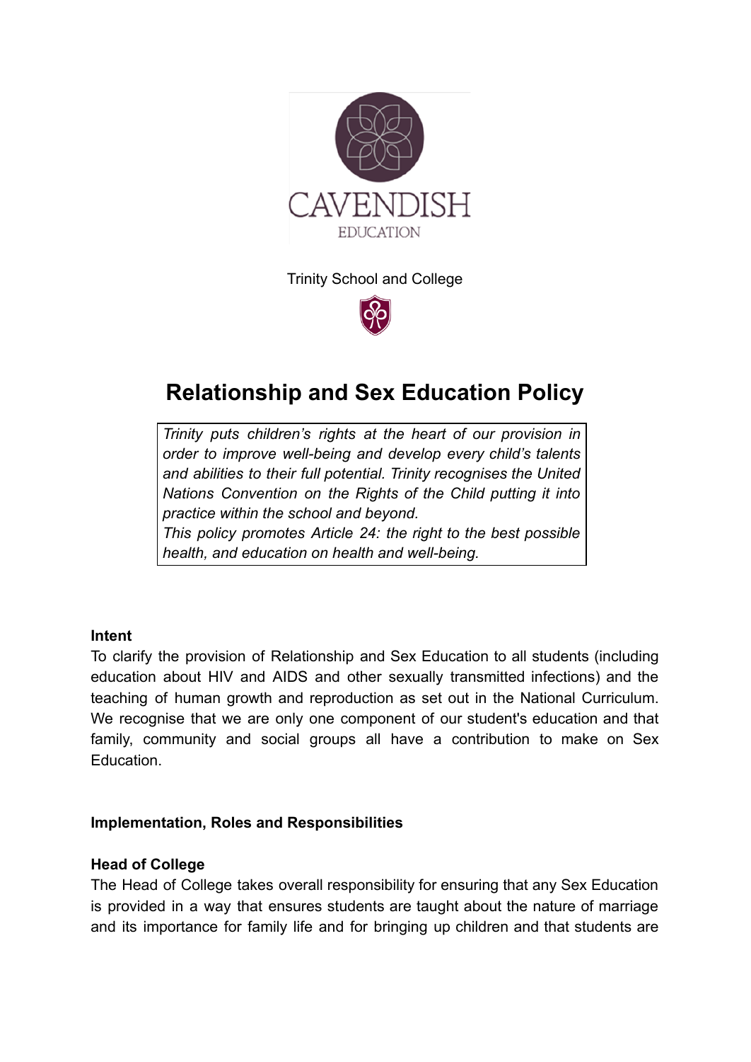CAVENDISH

EDUCATION

Trinity School and College

# Relationship and Sex Education Policy

*Trinity puts children's rights at the heart of our provision in order to improve well-being and develop every child's talents and abilities to their full potential. Trinity recognises the United Nations Convention on the Rights of the Child putting it into practice within the school and beyond.*
*This policy promotes Article 24: the right to the best possible health, and education on health and well-being.*

**Intent**

To clarify the provision of Relationship and Sex Education to all students (including education about HIV and AIDS and other sexually transmitted infections) and the teaching of human growth and reproduction as set out in the National Curriculum. We recognise that we are only one component of our student's education and that family, community and social groups all have a contribution to make on Sex Education.

**Implementation, Roles and Responsibilities**

**Head of College**

The Head of College takes overall responsibility for ensuring that any Sex Education is provided in a way that ensures students are taught about the nature of marriage and its importance for family life and for bringing up children and that students are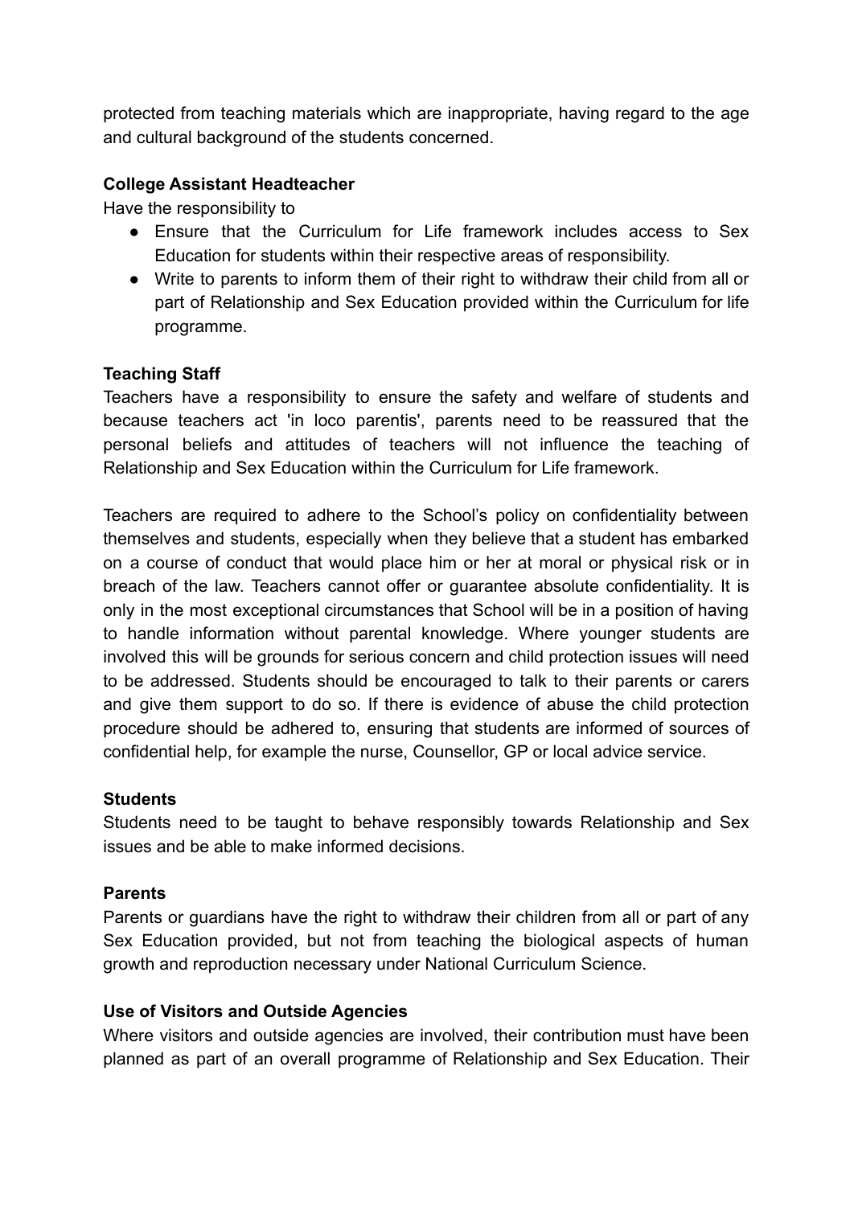protected from teaching materials which are inappropriate, having regard to the age and cultural background of the students concerned.

**College Assistant Headteacher**

Have the responsibility to

- Ensure that the Curriculum for Life framework includes access to Sex Education for students within their respective areas of responsibility.
- Write to parents to inform them of their right to withdraw their child from all or part of Relationship and Sex Education provided within the Curriculum for life programme.

**Teaching Staff**

Teachers have a responsibility to ensure the safety and welfare of students and because teachers act 'in loco parentis', parents need to be reassured that the personal beliefs and attitudes of teachers will not influence the teaching of Relationship and Sex Education within the Curriculum for Life framework.

Teachers are required to adhere to the School's policy on confidentiality between themselves and students, especially when they believe that a student has embarked on a course of conduct that would place him or her at moral or physical risk or in breach of the law. Teachers cannot offer or guarantee absolute confidentiality. It is only in the most exceptional circumstances that School will be in a position of having to handle information without parental knowledge. Where younger students are involved this will be grounds for serious concern and child protection issues will need to be addressed. Students should be encouraged to talk to their parents or carers and give them support to do so. If there is evidence of abuse the child protection procedure should be adhered to, ensuring that students are informed of sources of confidential help, for example the nurse, Counsellor, GP or local advice service.

**Students**

Students need to be taught to behave responsibly towards Relationship and Sex issues and be able to make informed decisions.

**Parents**

Parents or guardians have the right to withdraw their children from all or part of any Sex Education provided, but not from teaching the biological aspects of human growth and reproduction necessary under National Curriculum Science.

**Use of Visitors and Outside Agencies**

Where visitors and outside agencies are involved, their contribution must have been planned as part of an overall programme of Relationship and Sex Education. Their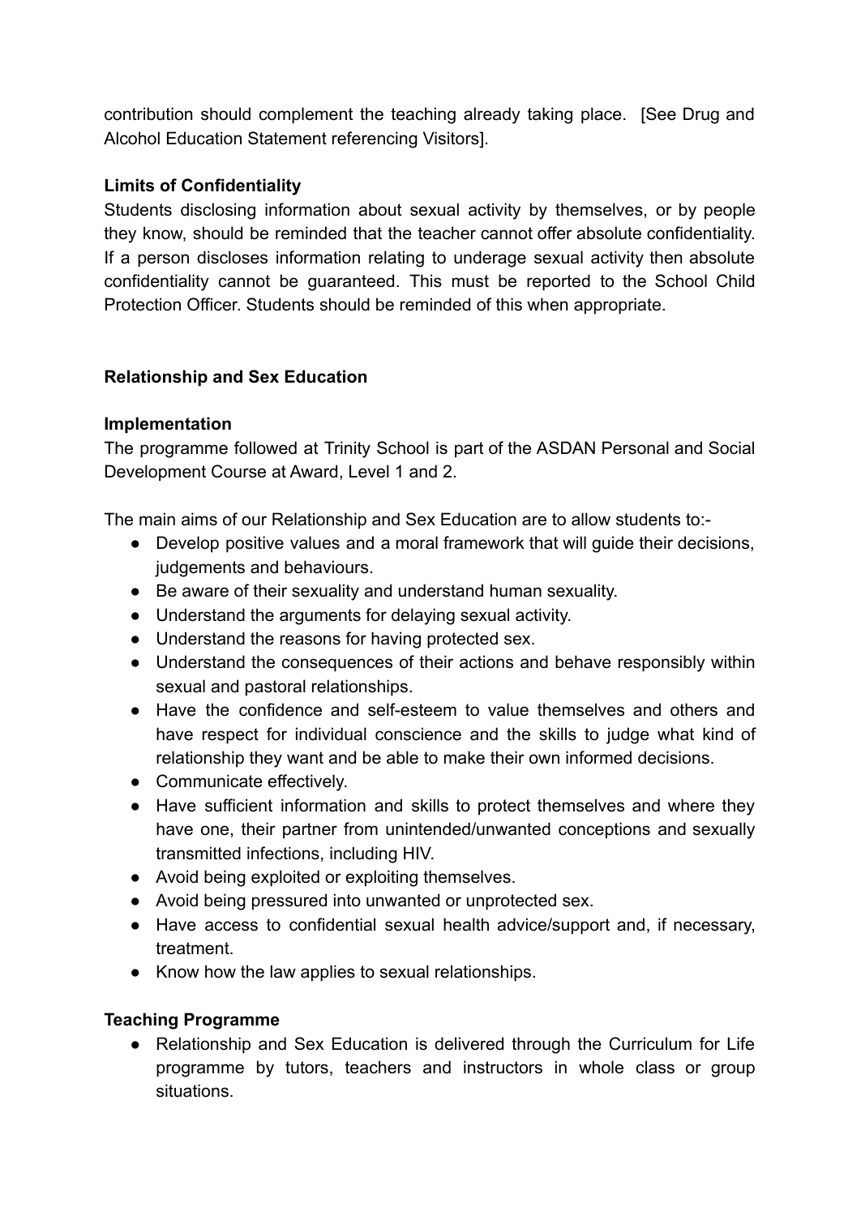contribution should complement the teaching already taking place. [See Drug and Alcohol Education Statement referencing Visitors].

**Limits of Confidentiality**

Students disclosing information about sexual activity by themselves, or by people they know, should be reminded that the teacher cannot offer absolute confidentiality. If a person discloses information relating to underage sexual activity then absolute confidentiality cannot be guaranteed. This must be reported to the School Child Protection Officer. Students should be reminded of this when appropriate.

**Relationship and Sex Education**

**Implementation**

The programme followed at Trinity School is part of the ASDAN Personal and Social Development Course at Award, Level 1 and 2.

The main aims of our Relationship and Sex Education are to allow students to:-

- Develop positive values and a moral framework that will guide their decisions, judgements and behaviours.
- Be aware of their sexuality and understand human sexuality.
- Understand the arguments for delaying sexual activity.
- Understand the reasons for having protected sex.
- Understand the consequences of their actions and behave responsibly within sexual and pastoral relationships.
- Have the confidence and self-esteem to value themselves and others and have respect for individual conscience and the skills to judge what kind of relationship they want and be able to make their own informed decisions.
- Communicate effectively.
- Have sufficient information and skills to protect themselves and where they have one, their partner from unintended/unwanted conceptions and sexually transmitted infections, including HIV.
- Avoid being exploited or exploiting themselves.
- Avoid being pressured into unwanted or unprotected sex.
- Have access to confidential sexual health advice/support and, if necessary, treatment.
- Know how the law applies to sexual relationships.

**Teaching Programme**

- Relationship and Sex Education is delivered through the Curriculum for Life programme by tutors, teachers and instructors in whole class or group situations.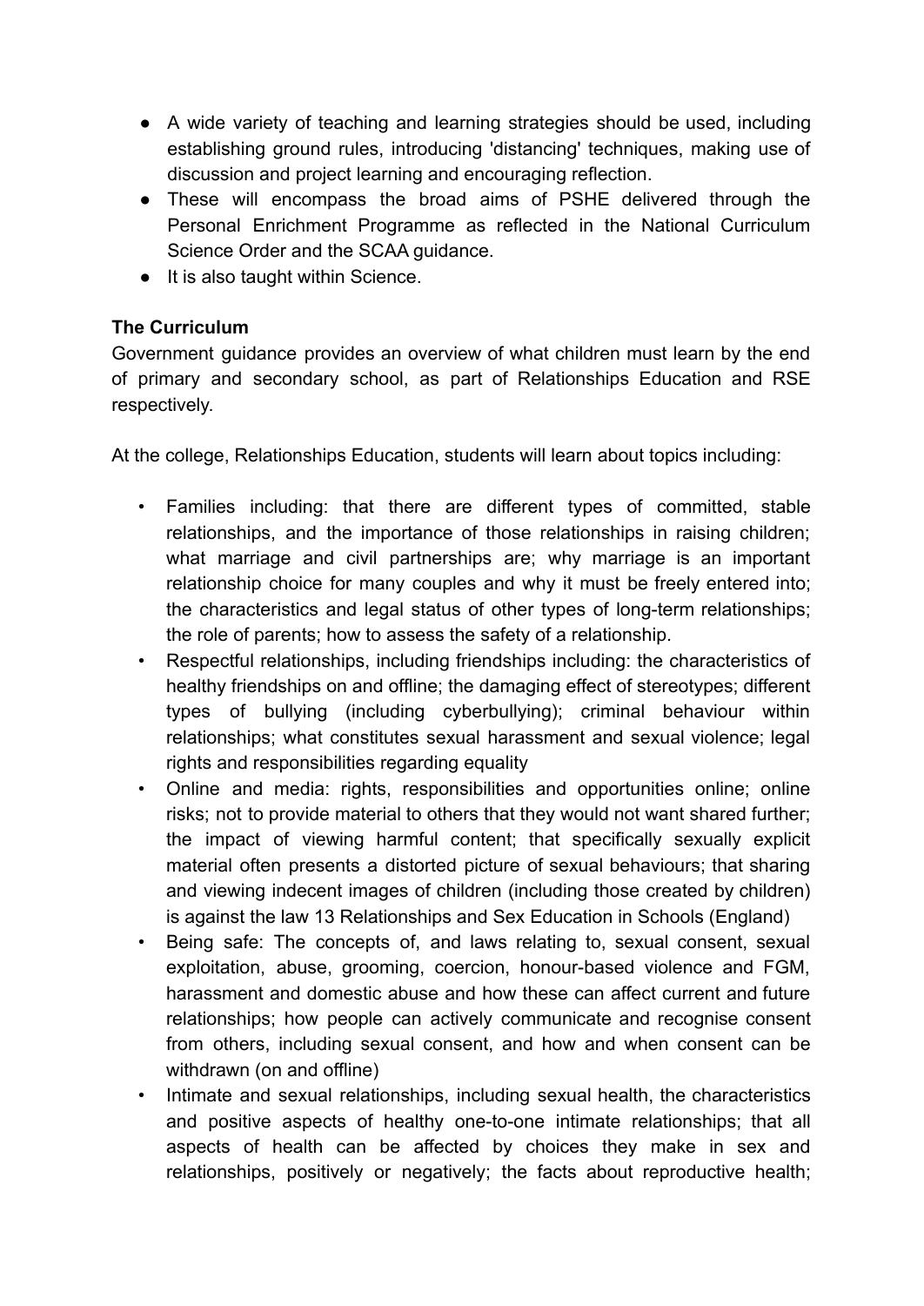- A wide variety of teaching and learning strategies should be used, including establishing ground rules, introducing 'distancing' techniques, making use of discussion and project learning and encouraging reflection.
- These will encompass the broad aims of PSHE delivered through the Personal Enrichment Programme as reflected in the National Curriculum Science Order and the SCAA guidance.
- It is also taught within Science.

**The Curriculum**

Government guidance provides an overview of what children must learn by the end of primary and secondary school, as part of Relationships Education and RSE respectively.

At the college, Relationships Education, students will learn about topics including:

- Families including: that there are different types of committed, stable relationships, and the importance of those relationships in raising children; what marriage and civil partnerships are; why marriage is an important relationship choice for many couples and why it must be freely entered into; the characteristics and legal status of other types of long-term relationships; the role of parents; how to assess the safety of a relationship.
- Respectful relationships, including friendships including: the characteristics of healthy friendships on and offline; the damaging effect of stereotypes; different types of bullying (including cyberbullying); criminal behaviour within relationships; what constitutes sexual harassment and sexual violence; legal rights and responsibilities regarding equality
- Online and media: rights, responsibilities and opportunities online; online risks; not to provide material to others that they would not want shared further; the impact of viewing harmful content; that specifically sexually explicit material often presents a distorted picture of sexual behaviours; that sharing and viewing indecent images of children (including those created by children) is against the law 13 Relationships and Sex Education in Schools (England)
- Being safe: The concepts of, and laws relating to, sexual consent, sexual exploitation, abuse, grooming, coercion, honour-based violence and FGM, harassment and domestic abuse and how these can affect current and future relationships; how people can actively communicate and recognise consent from others, including sexual consent, and how and when consent can be withdrawn (on and offline)
- Intimate and sexual relationships, including sexual health, the characteristics and positive aspects of healthy one-to-one intimate relationships; that all aspects of health can be affected by choices they make in sex and relationships, positively or negatively; the facts about reproductive health;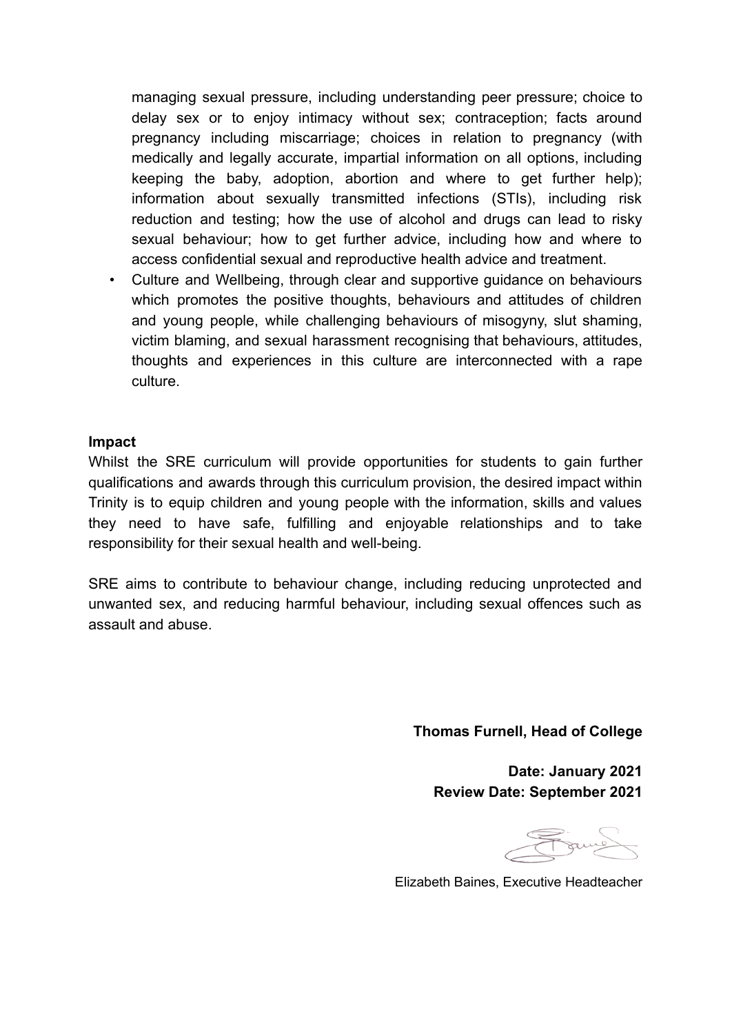managing sexual pressure, including understanding peer pressure; choice to delay sex or to enjoy intimacy without sex; contraception; facts around pregnancy including miscarriage; choices in relation to pregnancy (with medically and legally accurate, impartial information on all options, including keeping the baby, adoption, abortion and where to get further help); information about sexually transmitted infections (STIs), including risk reduction and testing; how the use of alcohol and drugs can lead to risky sexual behaviour; how to get further advice, including how and where to access confidential sexual and reproductive health advice and treatment.

- Culture and Wellbeing, through clear and supportive guidance on behaviours which promotes the positive thoughts, behaviours and attitudes of children and young people, while challenging behaviours of misogyny, slut shaming, victim blaming, and sexual harassment recognising that behaviours, attitudes, thoughts and experiences in this culture are interconnected with a rape culture.

**Impact**

Whilst the SRE curriculum will provide opportunities for students to gain further qualifications and awards through this curriculum provision, the desired impact within Trinity is to equip children and young people with the information, skills and values they need to have safe, fulfilling and enjoyable relationships and to take responsibility for their sexual health and well-being.

SRE aims to contribute to behaviour change, including reducing unprotected and unwanted sex, and reducing harmful behaviour, including sexual offences such as assault and abuse.

**Thomas Furnell, Head of College**

**Date: January 2021**
**Review Date: September 2021**

Elizabeth Baines, Executive Headteacher